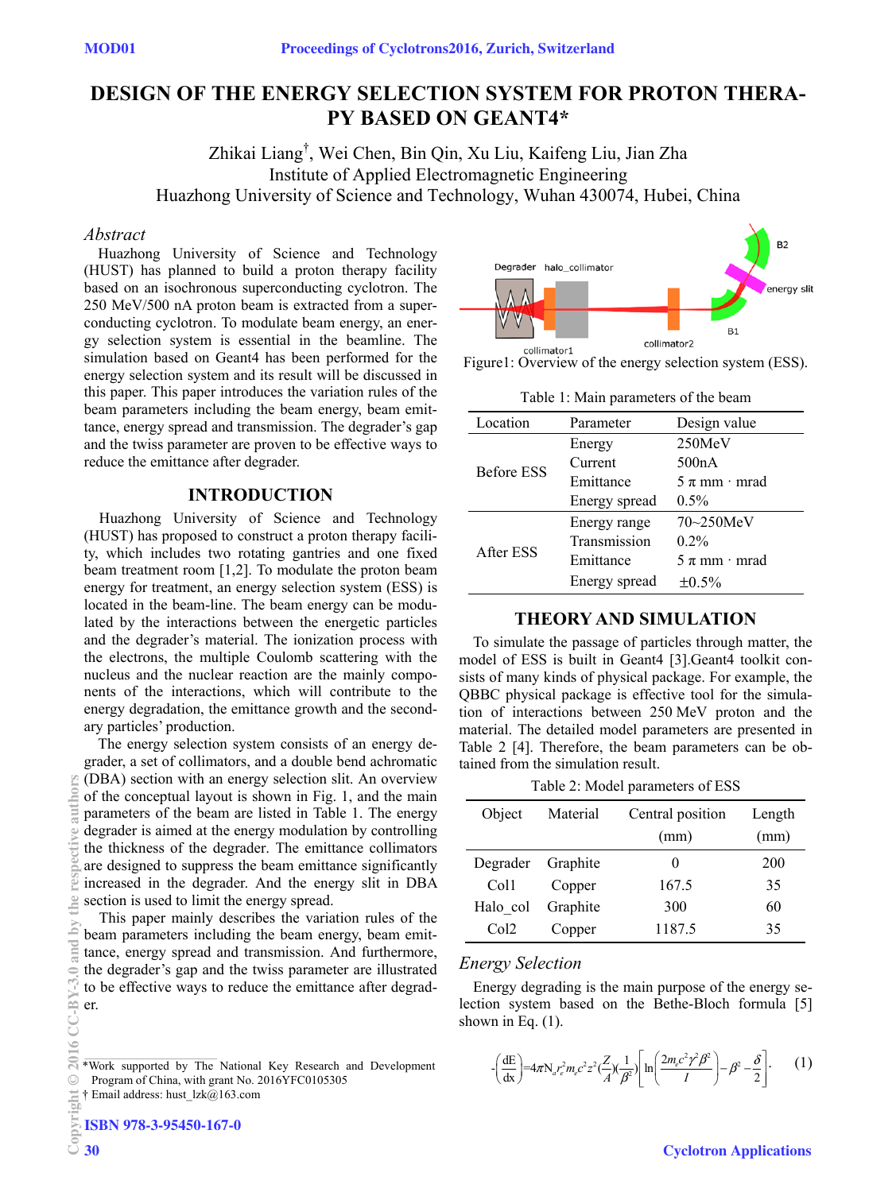# DESIGN OF THE ENERGY SELECTION SYSTEM FOR PROTON THERAPY BASED ON GEANT4*

Zhikai Liang†, Wei Chen, Bin Qin, Xu Liu, Kaifeng Liu, Jian Zha
Institute of Applied Electromagnetic Engineering
Huazhong University of Science and Technology, Wuhan 430074, Hubei, China

## *Abstract*

Huazhong University of Science and Technology (HUST) has planned to build a proton therapy facility based on an isochronous superconducting cyclotron. The 250 MeV/500 nA proton beam is extracted from a superconducting cyclotron. To modulate beam energy, an energy selection system is essential in the beamline. The simulation based on Geant4 has been performed for the energy selection system and its result will be discussed in this paper. This paper introduces the variation rules of the beam parameters including the beam energy, beam emittance, energy spread and transmission. The degrader's gap and the twiss parameter are proven to be effective ways to reduce the emittance after degrader.

## INTRODUCTION

Huazhong University of Science and Technology (HUST) has proposed to construct a proton therapy facility, which includes two rotating gantries and one fixed beam treatment room [1,2]. To modulate the proton beam energy for treatment, an energy selection system (ESS) is located in the beam-line. The beam energy can be modulated by the interactions between the energetic particles and the degrader's material. The ionization process with the electrons, the multiple Coulomb scattering with the nucleus and the nuclear reaction are the mainly components of the interactions, which will contribute to the energy degradation, the emittance growth and the secondary particles' production.

The energy selection system consists of an energy degrader, a set of collimators, and a double bend achromatic (DBA) section with an energy selection slit. An overview of the conceptual layout is shown in Fig. 1, and the main parameters of the beam are listed in Table 1. The energy degrader is aimed at the energy modulation by controlling the thickness of the degrader. The emittance collimators are designed to suppress the beam emittance significantly increased in the degrader. And the energy slit in DBA section is used to limit the energy spread.

This paper mainly describes the variation rules of the beam parameters including the beam energy, beam emittance, energy spread and transmission. And furthermore, the degrader's gap and the twiss parameter are illustrated to be effective ways to reduce the emittance after degrader.

*Work supported by The National Key Research and Development Program of China, with grant No. 2016YFC0105305
† Email address: hust_lzk@163.com

Figure1: Overview of the energy selection system (ESS).

Table 1: Main parameters of the beam

| Location | Parameter | Design value |
|---|---|---|
| Before ESS | Energy | 250MeV |
| | Current | 500nA |
| | Emittance | 5 π mm · mrad |
| | Energy spread | 0.5% |
| After ESS | Energy range | 70~250MeV |
| | Transmission | 0.2% |
| | Emittance | 5 π mm · mrad |
| | Energy spread | ±0.5% |

## THEORY AND SIMULATION

To simulate the passage of particles through matter, the model of ESS is built in Geant4 [3].Geant4 toolkit consists of many kinds of physical package. For example, the QBBC physical package is effective tool for the simulation of interactions between 250 MeV proton and the material. The detailed model parameters are presented in Table 2 [4]. Therefore, the beam parameters can be obtained from the simulation result.

Table 2: Model parameters of ESS

| Object | Material | Central position (mm) | Length (mm) |
|---|---|---|---|
| Degrader | Graphite | 0 | 200 |
| Col1 | Copper | 167.5 | 35 |
| Halo_col | Graphite | 300 | 60 |
| Col2 | Copper | 1187.5 | 35 |

### *Energy Selection*

Energy degrading is the main purpose of the energy selection system based on the Bethe-Bloch formula [5] shown in Eq. (1).

$$-\left(\frac{\mathrm{d}E}{\mathrm{d}x}\right)=4\pi N_a r_e^2 m_e c^2 z^2 \left(\frac{Z}{A}\right)\left(\frac{1}{\beta^2}\right)\left[\ln\left(\frac{2m_e c^2\gamma^2\beta^2}{I}\right)-\beta^2-\frac{\delta}{2}\right]. \quad (1)$$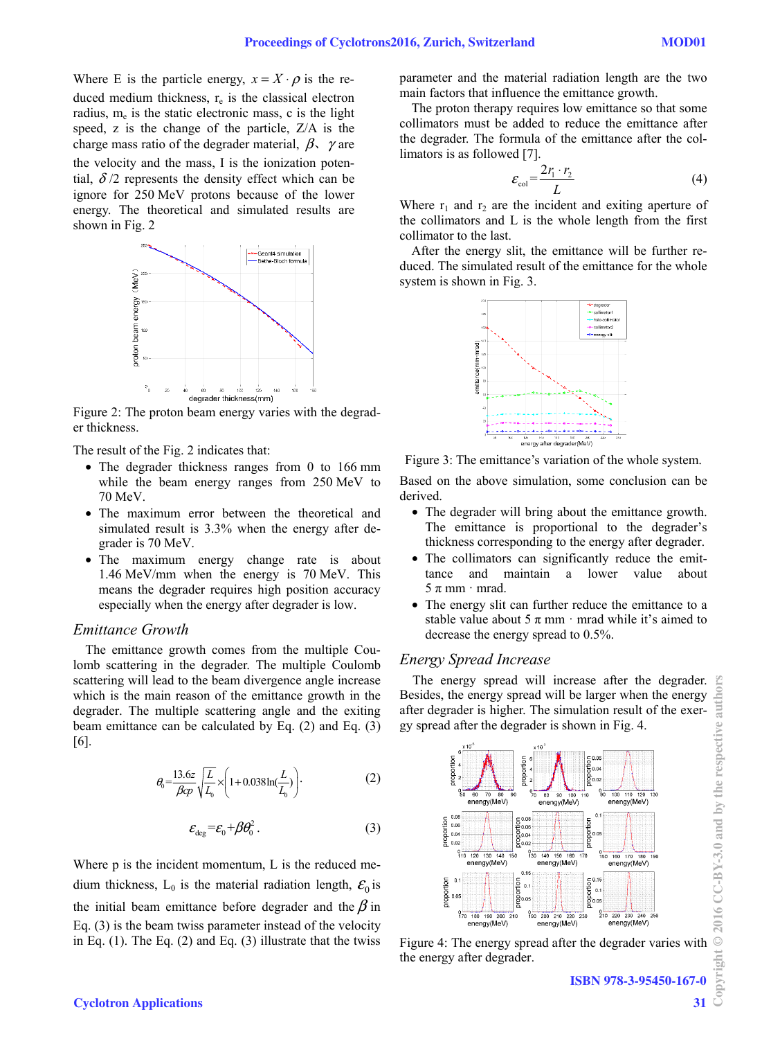Where E is the particle energy, $x = X \cdot \rho$ is the reduced medium thickness, $r_e$ is the classical electron radius, $m_e$ is the static electronic mass, c is the light speed, z is the change of the particle, Z/A is the charge mass ratio of the degrader material, $\beta$、$\gamma$ are the velocity and the mass, I is the ionization potential, $\delta/2$ represents the density effect which can be ignore for 250 MeV protons because of the lower energy. The theoretical and simulated results are shown in Fig. 2

Figure 2: The proton beam energy varies with the degrader thickness.

The result of the Fig. 2 indicates that:

- The degrader thickness ranges from 0 to 166 mm while the beam energy ranges from 250 MeV to 70 MeV.
- The maximum error between the theoretical and simulated result is 3.3% when the energy after degrader is 70 MeV.
- The maximum energy change rate is about 1.46 MeV/mm when the energy is 70 MeV. This means the degrader requires high position accuracy especially when the energy after degrader is low.

### *Emittance Growth*

The emittance growth comes from the multiple Coulomb scattering in the degrader. The multiple Coulomb scattering will lead to the beam divergence angle increase which is the main reason of the emittance growth in the degrader. The multiple scattering angle and the exiting beam emittance can be calculated by Eq. (2) and Eq. (3) [6].

$$\theta_0 = \frac{13.6z}{\beta cp}\sqrt{\frac{L}{L_0}} \times \left(1 + 0.038\ln\left(\frac{L}{L_0}\right)\right). \tag{2}$$

$$\varepsilon_{\text{deg}} = \varepsilon_0 + \beta\theta_0^2 . \tag{3}$$

Where p is the incident momentum, L is the reduced medium thickness, $L_0$ is the material radiation length, $\varepsilon_0$ is the initial beam emittance before degrader and the $\beta$ in Eq. (3) is the beam twiss parameter instead of the velocity in Eq. (1). The Eq. (2) and Eq. (3) illustrate that the twiss parameter and the material radiation length are the two main factors that influence the emittance growth.

The proton therapy requires low emittance so that some collimators must be added to reduce the emittance after the degrader. The formula of the emittance after the collimators is as followed [7].

$$\varepsilon_{\text{col}} = \frac{2r_1 \cdot r_2}{L} \tag{4}$$

Where $r_1$ and $r_2$ are the incident and exiting aperture of the collimators and L is the whole length from the first collimator to the last.

After the energy slit, the emittance will be further reduced. The simulated result of the emittance for the whole system is shown in Fig. 3.

Figure 3: The emittance's variation of the whole system.

Based on the above simulation, some conclusion can be derived.

- The degrader will bring about the emittance growth. The emittance is proportional to the degrader's thickness corresponding to the energy after degrader.
- The collimators can significantly reduce the emittance and maintain a lower value about 5 π mm · mrad.
- The energy slit can further reduce the emittance to a stable value about 5 π mm · mrad while it's aimed to decrease the energy spread to 0.5%.

### *Energy Spread Increase*

The energy spread will increase after the degrader. Besides, the energy spread will be larger when the energy after degrader is higher. The simulation result of the exergy spread after the degrader is shown in Fig. 4.

Figure 4: The energy spread after the degrader varies with the energy after degrader.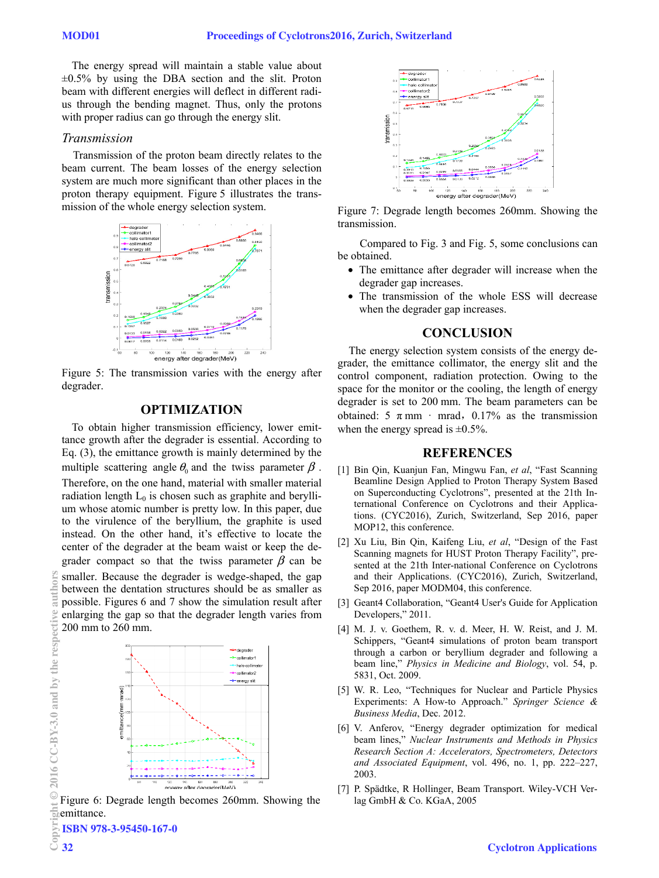The energy spread will maintain a stable value about ±0.5% by using the DBA section and the slit. Proton beam with different energies will deflect in different radius through the bending magnet. Thus, only the protons with proper radius can go through the energy slit.

### *Transmission*

Transmission of the proton beam directly relates to the beam current. The beam losses of the energy selection system are much more significant than other places in the proton therapy equipment. Figure 5 illustrates the transmission of the whole energy selection system.

Figure 5: The transmission varies with the energy after degrader.

## OPTIMIZATION

To obtain higher transmission efficiency, lower emittance growth after the degrader is essential. According to Eq. (3), the emittance growth is mainly determined by the multiple scattering angle $\theta_0$ and the twiss parameter $\beta$. Therefore, on the one hand, material with smaller material radiation length $L_0$ is chosen such as graphite and beryllium whose atomic number is pretty low. In this paper, due to the virulence of the beryllium, the graphite is used instead. On the other hand, it's effective to locate the center of the degrader at the beam waist or keep the degrader compact so that the twiss parameter $\beta$ can be smaller. Because the degrader is wedge-shaped, the gap between the dentation structures should be as smaller as possible. Figures 6 and 7 show the simulation result after enlarging the gap so that the degrader length varies from 200 mm to 260 mm.

Figure 6: Degrade length becomes 260mm. Showing the emittance.

Figure 7: Degrade length becomes 260mm. Showing the transmission.

Compared to Fig. 3 and Fig. 5, some conclusions can be obtained.

- The emittance after degrader will increase when the degrader gap increases.
- The transmission of the whole ESS will decrease when the degrader gap increases.

## CONCLUSION

The energy selection system consists of the energy degrader, the emittance collimator, the energy slit and the control component, radiation protection. Owing to the space for the monitor or the cooling, the length of energy degrader is set to 200 mm. The beam parameters can be obtained: 5 π mm · mrad，0.17% as the transmission when the energy spread is ±0.5%.

## REFERENCES

[1] Bin Qin, Kuanjun Fan, Mingwu Fan, *et al*, "Fast Scanning Beamline Design Applied to Proton Therapy System Based on Superconducting Cyclotrons", presented at the 21th International Conference on Cyclotrons and their Applications. (CYC2016), Zurich, Switzerland, Sep 2016, paper MOP12, this conference.

[2] Xu Liu, Bin Qin, Kaifeng Liu, *et al*, "Design of the Fast Scanning magnets for HUST Proton Therapy Facility", presented at the 21th Inter-national Conference on Cyclotrons and their Applications. (CYC2016), Zurich, Switzerland, Sep 2016, paper MODM04, this conference.

[3] Geant4 Collaboration, "Geant4 User's Guide for Application Developers," 2011.

[4] M. J. v. Goethem, R. v. d. Meer, H. W. Reist, and J. M. Schippers, "Geant4 simulations of proton beam transport through a carbon or beryllium degrader and following a beam line," *Physics in Medicine and Biology*, vol. 54, p. 5831, Oct. 2009.

[5] W. R. Leo, "Techniques for Nuclear and Particle Physics Experiments: A How-to Approach." *Springer Science & Business Media*, Dec. 2012.

[6] V. Anferov, "Energy degrader optimization for medical beam lines," *Nuclear Instruments and Methods in Physics Research Section A: Accelerators, Spectrometers, Detectors and Associated Equipment*, vol. 496, no. 1, pp. 222–227, 2003.

[7] P. Spädtke, R Hollinger, Beam Transport. Wiley-VCH Verlag GmbH & Co. KGaA, 2005